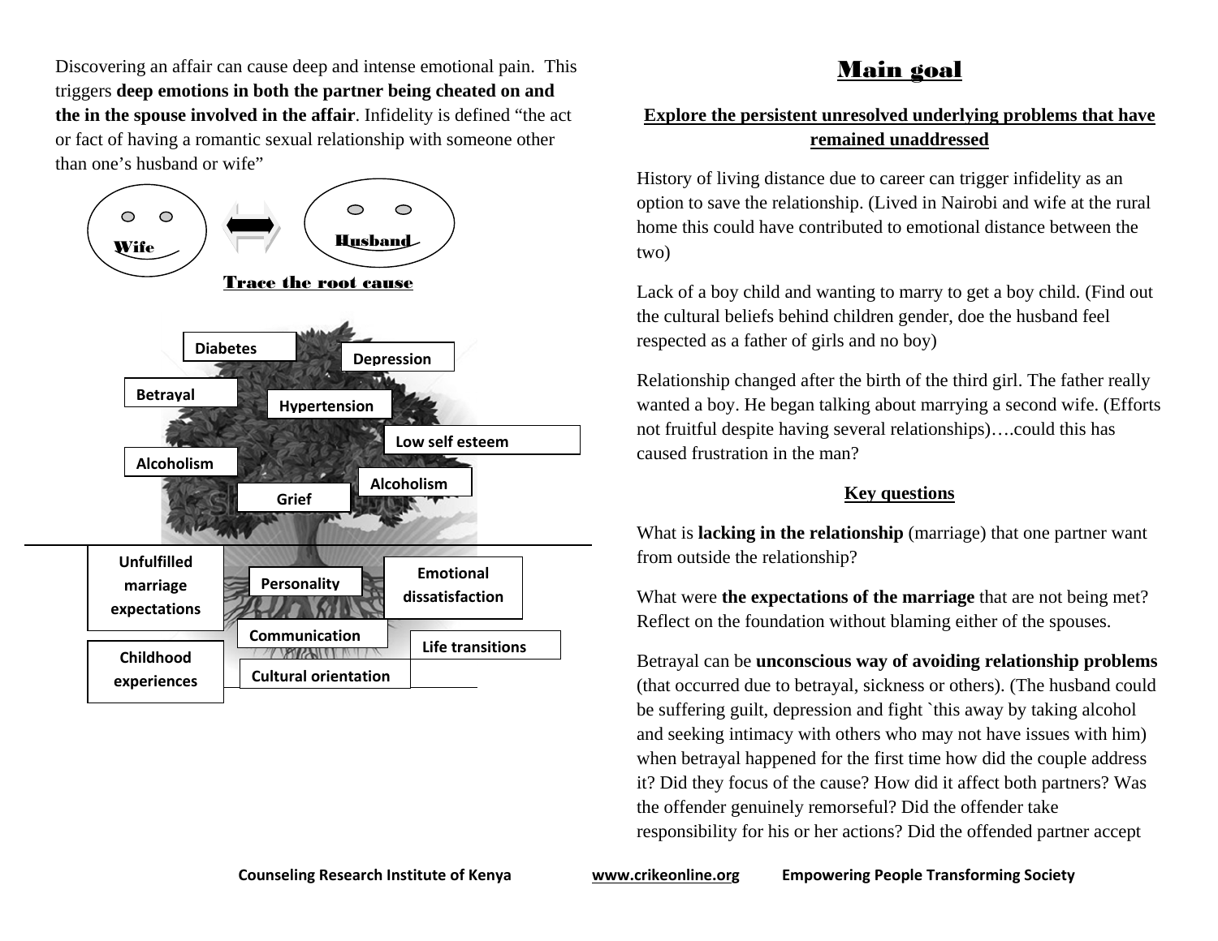Discovering an affair can cause deep and intense emotional pain. This triggers **deep emotions in both the partner being cheated on and the in the spouse involved in the affair**. Infidelity is defined "the act or fact of having a romantic sexual relationship with someone other than one's husband or wife"

Wife ⟺ Husband

**Trace the root cause**

Diabetes

Depression

Betrayal

Hypertension

Low self esteem

Alcoholism

Alcoholism

Grief

Unfulfilled marriage expectations

Personality

Emotional dissatisfaction

Communication

Life transitions

Childhood experiences

Cultural orientation

## Main goal

**Explore the persistent unresolved underlying problems that have remained unaddressed**

History of living distance due to career can trigger infidelity as an option to save the relationship. (Lived in Nairobi and wife at the rural home this could have contributed to emotional distance between the two)

Lack of a boy child and wanting to marry to get a boy child. (Find out the cultural beliefs behind children gender, doe the husband feel respected as a father of girls and no boy)

Relationship changed after the birth of the third girl. The father really wanted a boy. He began talking about marrying a second wife. (Efforts not fruitful despite having several relationships)….could this has caused frustration in the man?

**Key questions**

What is **lacking in the relationship** (marriage) that one partner want from outside the relationship?

What were **the expectations of the marriage** that are not being met? Reflect on the foundation without blaming either of the spouses.

Betrayal can be **unconscious way of avoiding relationship problems** (that occurred due to betrayal, sickness or others). (The husband could be suffering guilt, depression and fight `this away by taking alcohol and seeking intimacy with others who may not have issues with him) when betrayal happened for the first time how did the couple address it? Did they focus of the cause? How did it affect both partners? Was the offender genuinely remorseful? Did the offender take responsibility for his or her actions? Did the offended partner accept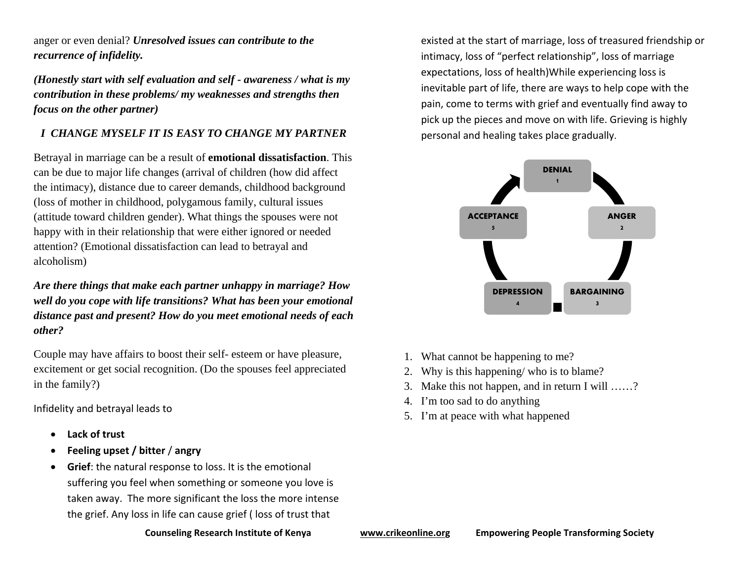anger or even denial? ***Unresolved issues can contribute to the recurrence of infidelity.***

***(Honestly start with self evaluation and self - awareness / what is my contribution in these problems/ my weaknesses and strengths then focus on the other partner)***

***I CHANGE MYSELF IT IS EASY TO CHANGE MY PARTNER***

Betrayal in marriage can be a result of **emotional dissatisfaction**. This can be due to major life changes (arrival of children (how did affect the intimacy), distance due to career demands, childhood background (loss of mother in childhood, polygamous family, cultural issues (attitude toward children gender). What things the spouses were not happy with in their relationship that were either ignored or needed attention? (Emotional dissatisfaction can lead to betrayal and alcoholism)

***Are there things that make each partner unhappy in marriage? How well do you cope with life transitions? What has been your emotional distance past and present? How do you meet emotional needs of each other?***

Couple may have affairs to boost their self- esteem or have pleasure, excitement or get social recognition. (Do the spouses feel appreciated in the family?)

Infidelity and betrayal leads to

- **Lack of trust**
- **Feeling upset / bitter / angry**
- **Grief**: the natural response to loss. It is the emotional suffering you feel when something or someone you love is taken away. The more significant the loss the more intense the grief. Any loss in life can cause grief ( loss of trust that existed at the start of marriage, loss of treasured friendship or intimacy, loss of "perfect relationship", loss of marriage expectations, loss of health)While experiencing loss is inevitable part of life, there are ways to help cope with the pain, come to terms with grief and eventually find away to pick up the pieces and move on with life. Grieving is highly personal and healing takes place gradually.

DENIAL 1 → ANGER 2 → BARGAINING 3 → DEPRESSION 4 → ACCEPTANCE 5

1. What cannot be happening to me?
2. Why is this happening/ who is to blame?
3. Make this not happen, and in return I will ……?
4. I'm too sad to do anything
5. I'm at peace with what happened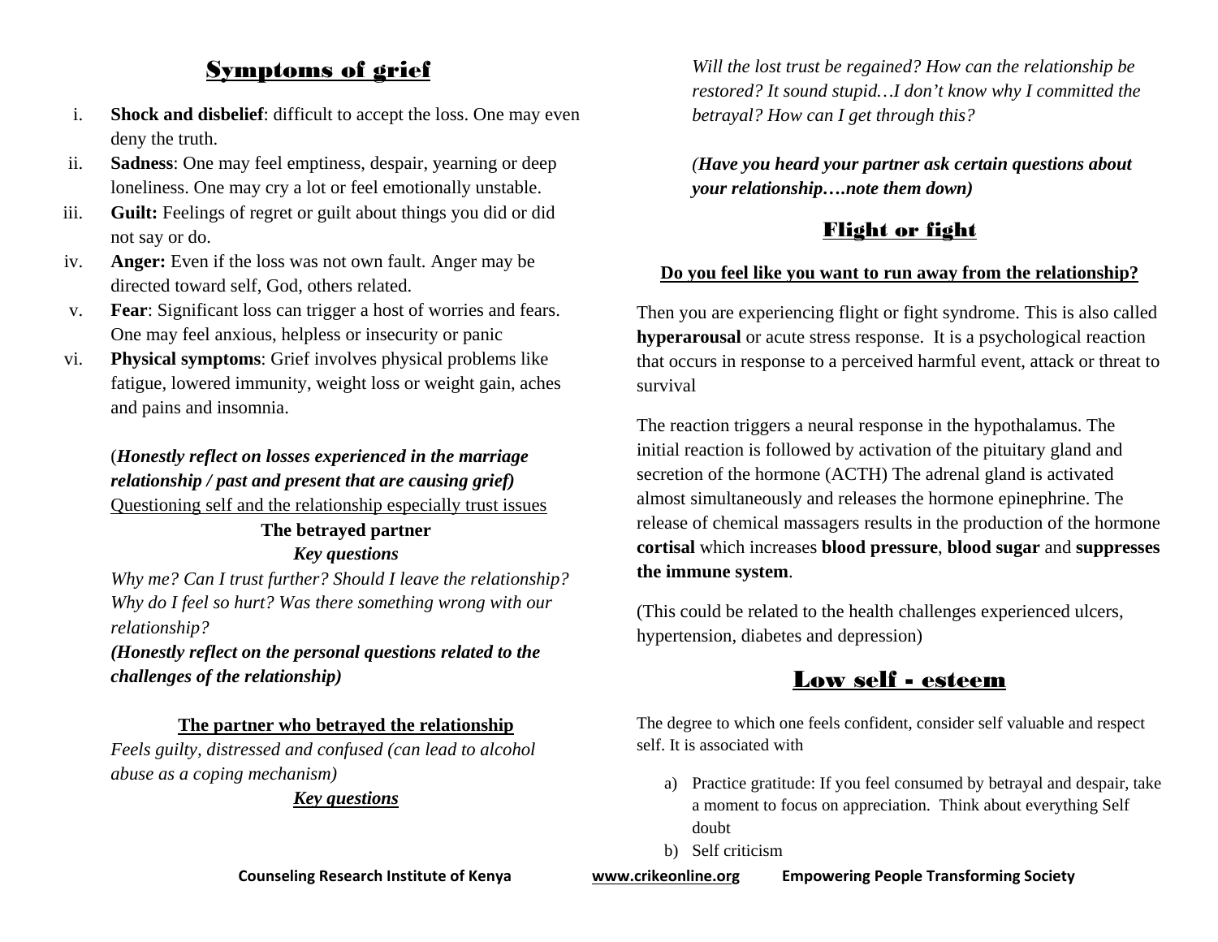## Symptoms of grief

i. **Shock and disbelief**: difficult to accept the loss. One may even deny the truth.
ii. **Sadness**: One may feel emptiness, despair, yearning or deep loneliness. One may cry a lot or feel emotionally unstable.
iii. **Guilt:** Feelings of regret or guilt about things you did or did not say or do.
iv. **Anger:** Even if the loss was not own fault. Anger may be directed toward self, God, others related.
v. **Fear**: Significant loss can trigger a host of worries and fears. One may feel anxious, helpless or insecurity or panic
vi. **Physical symptoms**: Grief involves physical problems like fatigue, lowered immunity, weight loss or weight gain, aches and pains and insomnia.

(***Honestly reflect on losses experienced in the marriage relationship / past and present that are causing grief)***

Questioning self and the relationship especially trust issues

**The betrayed partner**

***Key questions***

*Why me? Can I trust further? Should I leave the relationship? Why do I feel so hurt? Was there something wrong with our relationship?*

***(Honestly reflect on the personal questions related to the challenges of the relationship)***

**The partner who betrayed the relationship**

*Feels guilty, distressed and confused (can lead to alcohol abuse as a coping mechanism)*

***Key questions***

*Will the lost trust be regained? How can the relationship be restored? It sound stupid…I don't know why I committed the betrayal? How can I get through this?*

*(**Have you heard your partner ask certain questions about your relationship….note them down)***

## Flight or fight

**Do you feel like you want to run away from the relationship?**

Then you are experiencing flight or fight syndrome. This is also called **hyperarousal** or acute stress response. It is a psychological reaction that occurs in response to a perceived harmful event, attack or threat to survival

The reaction triggers a neural response in the hypothalamus. The initial reaction is followed by activation of the pituitary gland and secretion of the hormone (ACTH) The adrenal gland is activated almost simultaneously and releases the hormone epinephrine. The release of chemical massagers results in the production of the hormone **cortisal** which increases **blood pressure**, **blood sugar** and **suppresses the immune system**.

(This could be related to the health challenges experienced ulcers, hypertension, diabetes and depression)

## Low self - esteem

The degree to which one feels confident, consider self valuable and respect self. It is associated with

a) Practice gratitude: If you feel consumed by betrayal and despair, take a moment to focus on appreciation. Think about everything Self doubt
b) Self criticism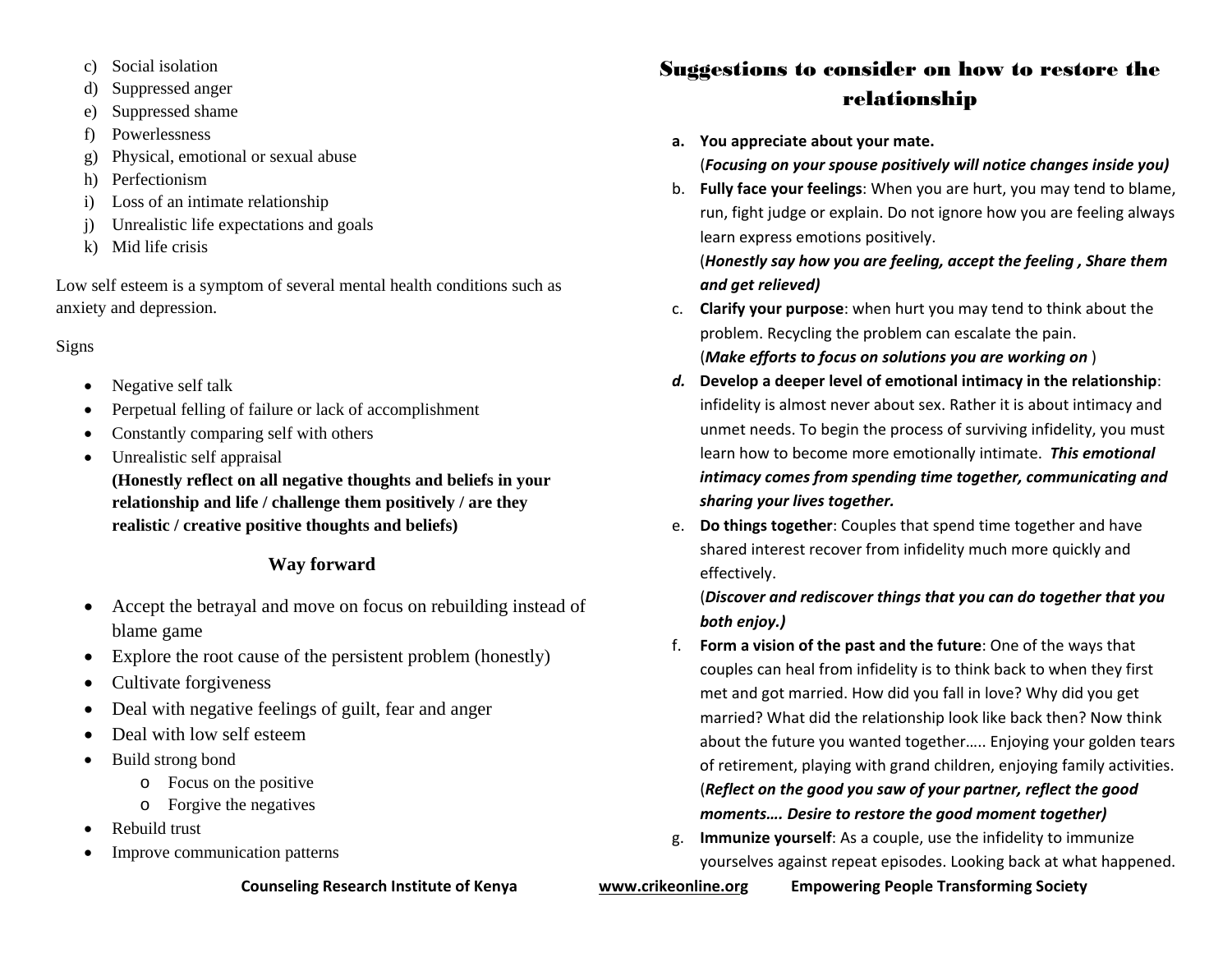c) Social isolation
d) Suppressed anger
e) Suppressed shame
f) Powerlessness
g) Physical, emotional or sexual abuse
h) Perfectionism
i) Loss of an intimate relationship
j) Unrealistic life expectations and goals
k) Mid life crisis

Low self esteem is a symptom of several mental health conditions such as anxiety and depression.

Signs

- Negative self talk
- Perpetual felling of failure or lack of accomplishment
- Constantly comparing self with others
- Unrealistic self appraisal
  **(Honestly reflect on all negative thoughts and beliefs in your relationship and life / challenge them positively / are they realistic / creative positive thoughts and beliefs)**

## Way forward

- Accept the betrayal and move on focus on rebuilding instead of blame game
- Explore the root cause of the persistent problem (honestly)
- Cultivate forgiveness
- Deal with negative feelings of guilt, fear and anger
- Deal with low self esteem
- Build strong bond
  - Focus on the positive
  - Forgive the negatives
- Rebuild trust
- Improve communication patterns

## Suggestions to consider on how to restore the relationship

a. **You appreciate about your mate.**
   (***Focusing on your spouse positively will notice changes inside you)***
b. **Fully face your feelings**: When you are hurt, you may tend to blame, run, fight judge or explain. Do not ignore how you are feeling always learn express emotions positively.
   (***Honestly say how you are feeling, accept the feeling , Share them and get relieved)***
c. **Clarify your purpose**: when hurt you may tend to think about the problem. Recycling the problem can escalate the pain.
   (***Make efforts to focus on solutions you are working on*** )
d. **Develop a deeper level of emotional intimacy in the relationship**: infidelity is almost never about sex. Rather it is about intimacy and unmet needs. To begin the process of surviving infidelity, you must learn how to become more emotionally intimate. ***This emotional intimacy comes from spending time together, communicating and sharing your lives together.***
e. **Do things together**: Couples that spend time together and have shared interest recover from infidelity much more quickly and effectively.
   (***Discover and rediscover things that you can do together that you both enjoy.)***
f. **Form a vision of the past and the future**: One of the ways that couples can heal from infidelity is to think back to when they first met and got married. How did you fall in love? Why did you get married? What did the relationship look like back then? Now think about the future you wanted together….. Enjoying your golden tears of retirement, playing with grand children, enjoying family activities.
   (***Reflect on the good you saw of your partner, reflect the good moments…. Desire to restore the good moment together)***
g. **Immunize yourself**: As a couple, use the infidelity to immunize yourselves against repeat episodes. Looking back at what happened.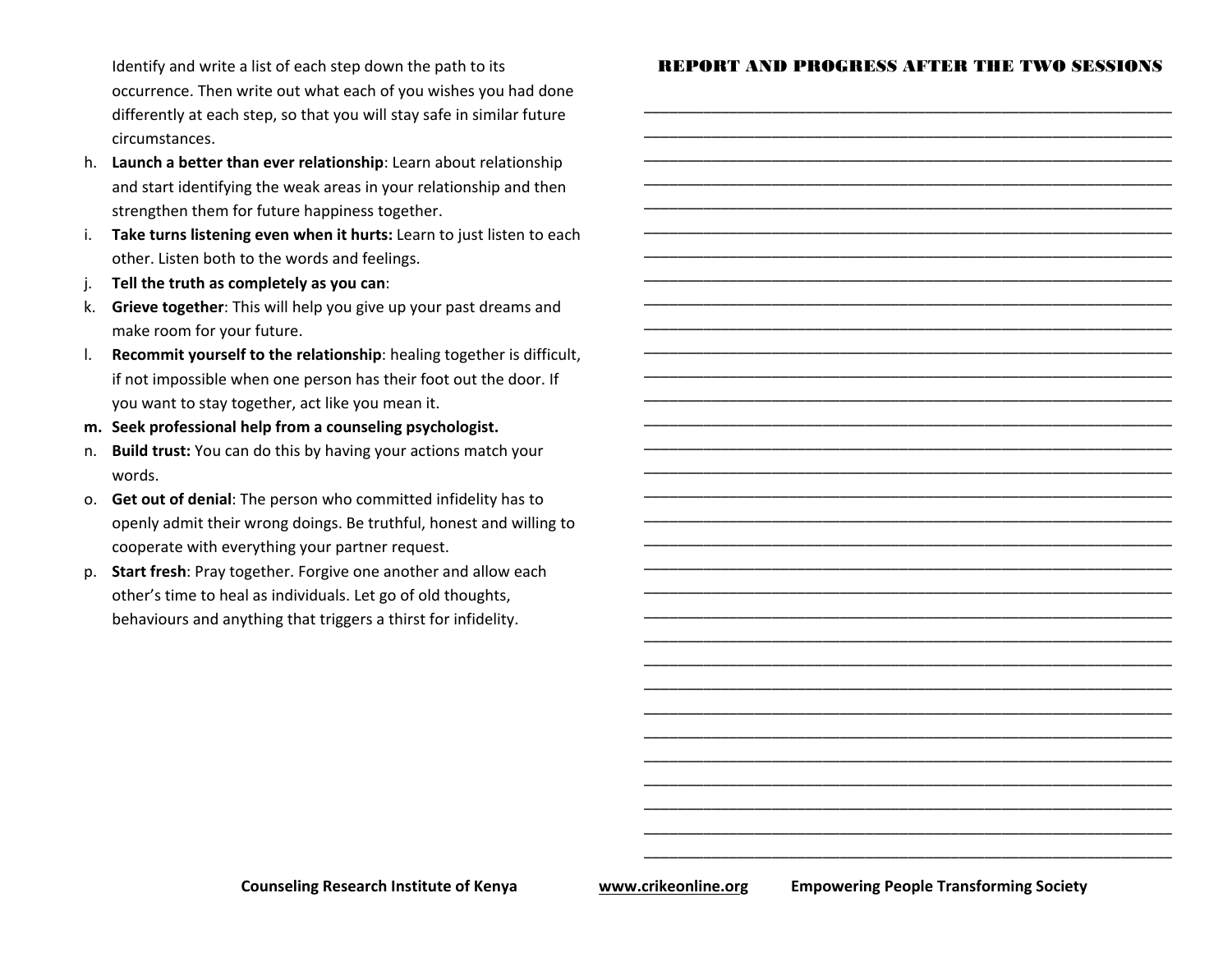Identify and write a list of each step down the path to its occurrence. Then write out what each of you wishes you had done differently at each step, so that you will stay safe in similar future circumstances.

h. **Launch a better than ever relationship**: Learn about relationship and start identifying the weak areas in your relationship and then strengthen them for future happiness together.
i. **Take turns listening even when it hurts:** Learn to just listen to each other. Listen both to the words and feelings.
j. **Tell the truth as completely as you can**:
k. **Grieve together**: This will help you give up your past dreams and make room for your future.
l. **Recommit yourself to the relationship**: healing together is difficult, if not impossible when one person has their foot out the door. If you want to stay together, act like you mean it.
m. **Seek professional help from a counseling psychologist.**
n. **Build trust:** You can do this by having your actions match your words.
o. **Get out of denial**: The person who committed infidelity has to openly admit their wrong doings. Be truthful, honest and willing to cooperate with everything your partner request.
p. **Start fresh**: Pray together. Forgive one another and allow each other's time to heal as individuals. Let go of old thoughts, behaviours and anything that triggers a thirst for infidelity.

**REPORT AND PROGRESS AFTER THE TWO SESSIONS**

______________________________________________________________
______________________________________________________________
______________________________________________________________
______________________________________________________________
______________________________________________________________
______________________________________________________________
______________________________________________________________
______________________________________________________________
______________________________________________________________
______________________________________________________________
______________________________________________________________
______________________________________________________________
______________________________________________________________
______________________________________________________________
______________________________________________________________
______________________________________________________________
______________________________________________________________
______________________________________________________________
______________________________________________________________
______________________________________________________________
______________________________________________________________
______________________________________________________________
______________________________________________________________
______________________________________________________________
______________________________________________________________
______________________________________________________________
______________________________________________________________
______________________________________________________________
______________________________________________________________
______________________________________________________________
______________________________________________________________
______________________________________________________________
______________________________________________________________

**Counseling Research Institute of Kenya** **www.crikeonline.org** **Empowering People Transforming Society**